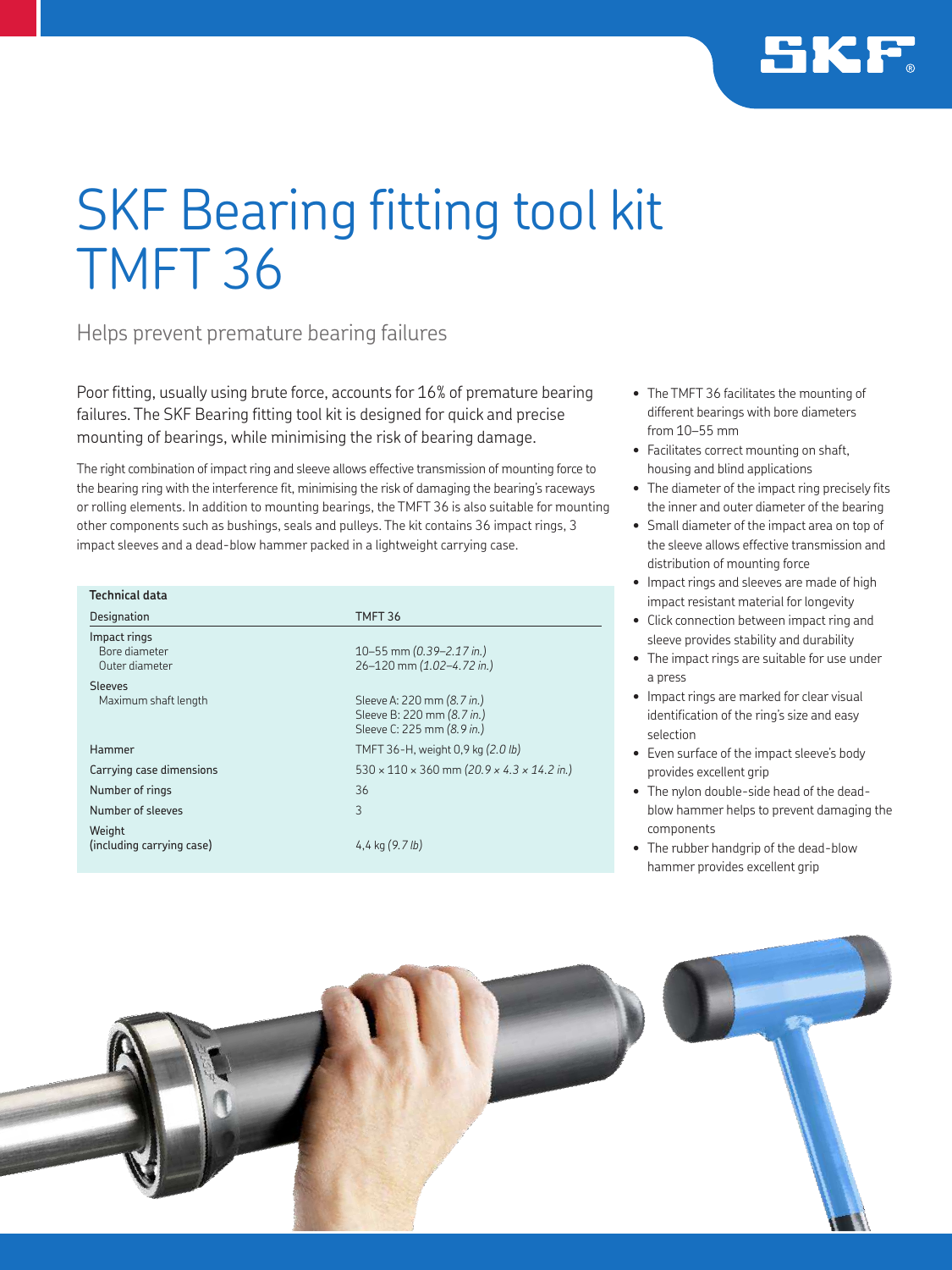# SKF Bearing fitting tool kit TMFT 36

## Helps prevent premature bearing failures

Poor fitting, usually using brute force, accounts for 16% of premature bearing failures. The SKF Bearing fitting tool kit is designed for quick and precise mounting of bearings, while minimising the risk of bearing damage.

The right combination of impact ring and sleeve allows effective transmission of mounting force to the bearing ring with the interference fit, minimising the risk of damaging the bearing's raceways or rolling elements. In addition to mounting bearings, the TMFT 36 is also suitable for mounting other components such as bushings, seals and pulleys. The kit contains 36 impact rings, 3 impact sleeves and a dead-blow hammer packed in a lightweight carrying case.

| Technical data | |
|---|---|
| Designation | TMFT 36 |
| Impact rings | |
| Bore diameter | 10–55 mm *(0.39–2.17 in.)* |
| Outer diameter | 26–120 mm *(1.02–4.72 in.)* |
| Sleeves | |
| Maximum shaft length | Sleeve A: 220 mm *(8.7 in.)*<br>Sleeve B: 220 mm *(8.7 in.)*<br>Sleeve C: 225 mm *(8.9 in.)* |
| Hammer | TMFT 36-H, weight 0,9 kg *(2.0 lb)* |
| Carrying case dimensions | 530 × 110 × 360 mm *(20.9 × 4.3 × 14.2 in.)* |
| Number of rings | 36 |
| Number of sleeves | 3 |
| Weight (including carrying case) | 4,4 kg *(9.7 lb)* |

- The TMFT 36 facilitates the mounting of different bearings with bore diameters from 10–55 mm
- Facilitates correct mounting on shaft, housing and blind applications
- The diameter of the impact ring precisely fits the inner and outer diameter of the bearing
- Small diameter of the impact area on top of the sleeve allows effective transmission and distribution of mounting force
- Impact rings and sleeves are made of high impact resistant material for longevity
- Click connection between impact ring and sleeve provides stability and durability
- The impact rings are suitable for use under a press
- Impact rings are marked for clear visual identification of the ring's size and easy selection
- Even surface of the impact sleeve's body provides excellent grip
- The nylon double-side head of the dead-blow hammer helps to prevent damaging the components
- The rubber handgrip of the dead-blow hammer provides excellent grip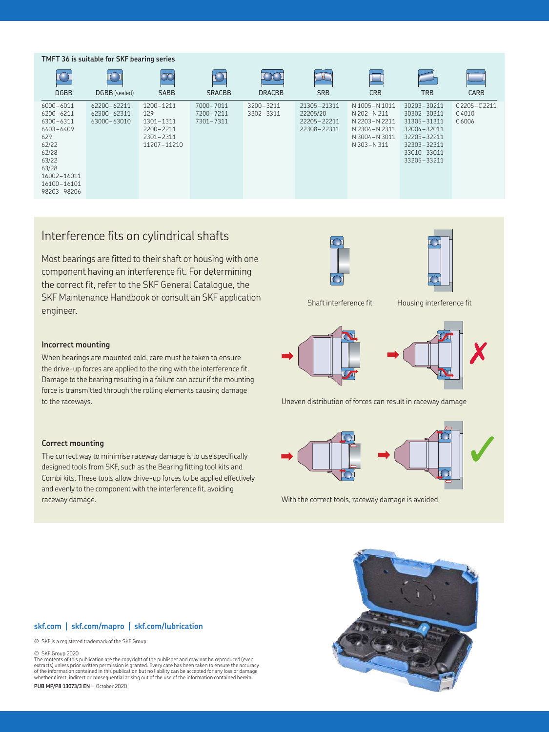**TMFT 36 is suitable for SKF bearing series**

| DGBB | DGBB (sealed) | SABB | SRACBB | DRACBB | SRB | CRB | TRB | CARB |
|---|---|---|---|---|---|---|---|---|
| 6000–6011<br>6200–6211<br>6300–6311<br>6403–6409<br>629<br>62/22<br>62/28<br>63/22<br>63/28<br>16002–16011<br>16100–16101<br>98203–98206 | 62200–62211<br>62300–62311<br>63000–63010 | 1200–1211<br>129<br>1301–1311<br>2200–2211<br>2301–2311<br>11207–11210 | 7000–7011<br>7200–7211<br>7301–7311 | 3200–3211<br>3302–3311 | 21305–21311<br>22205/20<br>22205–22211<br>22308–22311 | N 1005–N 1011<br>N 202–N 211<br>N 2203–N 2211<br>N 2304–N 2311<br>N 3004–N 3011<br>N 303–N 311 | 30203–30211<br>30302–30311<br>31305–31311<br>32004–32011<br>32205–32211<br>32303–32311<br>33010–33011<br>33205–33211 | C 2205–C 2211<br>C 4010<br>C 6006 |

## Interference fits on cylindrical shafts

Most bearings are fitted to their shaft or housing with one component having an interference fit. For determining the correct fit, refer to the SKF General Catalogue, the SKF Maintenance Handbook or consult an SKF application engineer.

Shaft interference fit

Housing interference fit

### Incorrect mounting

When bearings are mounted cold, care must be taken to ensure the drive-up forces are applied to the ring with the interference fit. Damage to the bearing resulting in a failure can occur if the mounting force is transmitted through the rolling elements causing damage to the raceways.

Uneven distribution of forces can result in raceway damage

### Correct mounting

The correct way to minimise raceway damage is to use specifically designed tools from SKF, such as the Bearing fitting tool kits and Combi kits. These tools allow drive-up forces to be applied effectively and evenly to the component with the interference fit, avoiding raceway damage.

With the correct tools, raceway damage is avoided

**skf.com | skf.com/mapro | skf.com/lubrication**

® SKF is a registered trademark of the SKF Group.

© SKF Group 2020
The contents of this publication are the copyright of the publisher and may not be reproduced (even extracts) unless prior written permission is granted. Every care has been taken to ensure the accuracy of the information contained in this publication but no liability can be accepted for any loss or damage whether direct, indirect or consequential arising out of the use of the information contained herein.

**PUB MP/P8 13073/3 EN** · October 2020